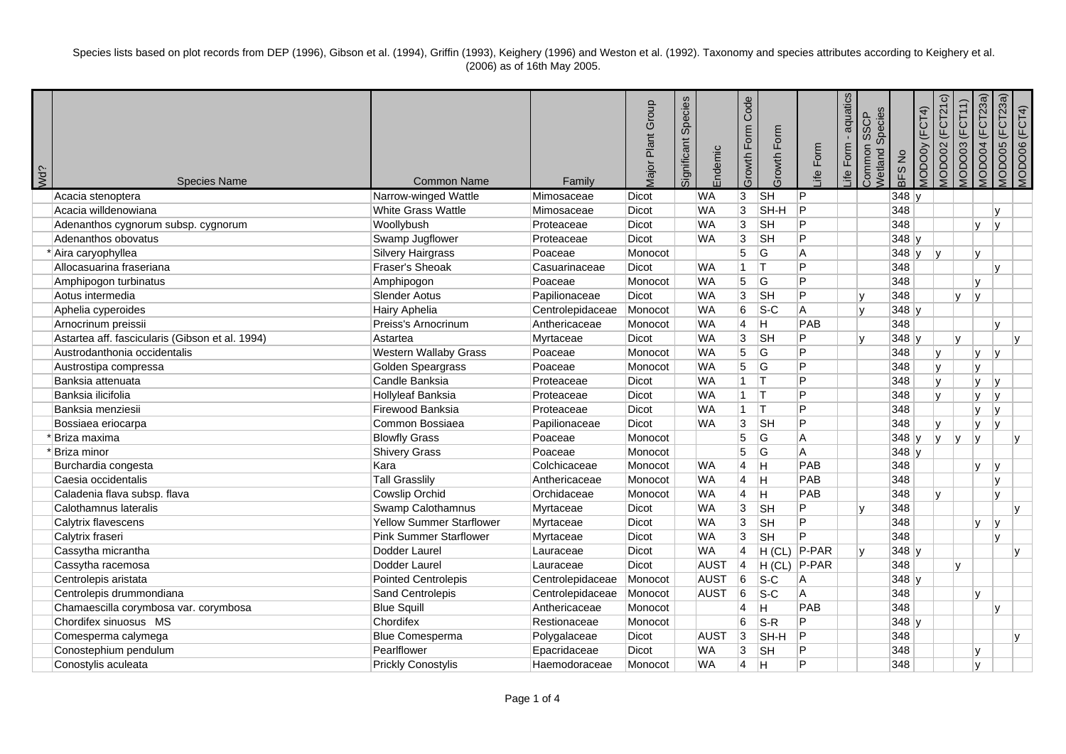Species lists based on plot records from DEP (1996), Gibson et al. (1994), Griffin (1993), Keighery (1996) and Weston et al. (1992). Taxonomy and species attributes according to Keighery et al. (2006) as of 16th May 2005.

| Wd? | Species Name | Common Name | Family | Major Plant Group | Significant Species | Endemic | Growth Form Code | Growth Form | Life Form | Life Form - aquatics | Common SSCP Wetland Species | BFS No | MODO0y (FCT4) | MODO02 (FCT21c) | MODO03 (FCT11) | MODO04 (FCT23a) | MODO05 (FCT23a) | MODO06 (FCT4) |
|---|---|---|---|---|---|---|---|---|---|---|---|---|---|---|---|---|---|---|
| | Acacia stenoptera | Narrow-winged Wattle | Mimosaceae | Dicot | | WA | 3 | SH | P | | | 348 | y | | | | | |
| | Acacia willdenowiana | White Grass Wattle | Mimosaceae | Dicot | | WA | 3 | SH-H | P | | | 348 | | | | | y | |
| | Adenanthos cygnorum subsp. cygnorum | Woollybush | Proteaceae | Dicot | | WA | 3 | SH | P | | | 348 | | | | y | y | |
| | Adenanthos obovatus | Swamp Jugflower | Proteaceae | Dicot | | WA | 3 | SH | P | | | 348 | y | | | | | |
| * | Aira caryophyllea | Silvery Hairgrass | Poaceae | Monocot | | | 5 | G | A | | | 348 | y | y | | y | | |
| | Allocasuarina fraseriana | Fraser's Sheoak | Casuarinaceae | Dicot | | WA | 1 | T | P | | | 348 | | | | | y | |
| | Amphipogon turbinatus | Amphipogon | Poaceae | Monocot | | WA | 5 | G | P | | | 348 | | | | y | | |
| | Aotus intermedia | Slender Aotus | Papilionaceae | Dicot | | WA | 3 | SH | P | | y | 348 | | | y | y | | |
| | Aphelia cyperoides | Hairy Aphelia | Centrolepidaceae | Monocot | | WA | 6 | S-C | A | | y | 348 | y | | | | | |
| | Arnocrinum preissii | Preiss's Arnocrinum | Anthericaceae | Monocot | | WA | 4 | H | PAB | | | 348 | | | | | y | |
| | Astartea aff. fascicularis (Gibson et al. 1994) | Astartea | Myrtaceae | Dicot | | WA | 3 | SH | P | | y | 348 | y | | y | | | y |
| | Austrodanthonia occidentalis | Western Wallaby Grass | Poaceae | Monocot | | WA | 5 | G | P | | | 348 | | y | | y | y | |
| | Austrostipa compressa | Golden Speargrass | Poaceae | Monocot | | WA | 5 | G | P | | | 348 | | y | | y | | |
| | Banksia attenuata | Candle Banksia | Proteaceae | Dicot | | WA | 1 | T | P | | | 348 | | y | | y | y | |
| | Banksia ilicifolia | Hollyleaf Banksia | Proteaceae | Dicot | | WA | 1 | T | P | | | 348 | | y | | y | y | |
| | Banksia menziesii | Firewood Banksia | Proteaceae | Dicot | | WA | 1 | T | P | | | 348 | | | | y | y | |
| | Bossiaea eriocarpa | Common Bossiaea | Papilionaceae | Dicot | | WA | 3 | SH | P | | | 348 | | y | | y | y | |
| * | Briza maxima | Blowfly Grass | Poaceae | Monocot | | | 5 | G | A | | | 348 | y | y | y | y | | y |
| * | Briza minor | Shivery Grass | Poaceae | Monocot | | | 5 | G | A | | | 348 | y | | | | | |
| | Burchardia congesta | Kara | Colchicaceae | Monocot | | WA | 4 | H | PAB | | | 348 | | | | y | y | |
| | Caesia occidentalis | Tall Grasslily | Anthericaceae | Monocot | | WA | 4 | H | PAB | | | 348 | | | | | y | |
| | Caladenia flava subsp. flava | Cowslip Orchid | Orchidaceae | Monocot | | WA | 4 | H | PAB | | | 348 | | y | | | y | |
| | Calothamnus lateralis | Swamp Calothamnus | Myrtaceae | Dicot | | WA | 3 | SH | P | | y | 348 | | | | | | y |
| | Calytrix flavescens | Yellow Summer Starflower | Myrtaceae | Dicot | | WA | 3 | SH | P | | | 348 | | | | y | y | |
| | Calytrix fraseri | Pink Summer Starflower | Myrtaceae | Dicot | | WA | 3 | SH | P | | | 348 | | | | | y | |
| | Cassytha micrantha | Dodder Laurel | Lauraceae | Dicot | | WA | 4 | H (CL) | P-PAR | | y | 348 | y | | | | | y |
| | Cassytha racemosa | Dodder Laurel | Lauraceae | Dicot | | AUST | 4 | H (CL) | P-PAR | | | 348 | | | y | | | |
| | Centrolepis aristata | Pointed Centrolepis | Centrolepidaceae | Monocot | | AUST | 6 | S-C | A | | | 348 | y | | | | | |
| | Centrolepis drummondiana | Sand Centrolepis | Centrolepidaceae | Monocot | | AUST | 6 | S-C | A | | | 348 | | | | y | | |
| | Chamaescilla corymbosa var. corymbosa | Blue Squill | Anthericaceae | Monocot | | | 4 | H | PAB | | | 348 | | | | | y | |
| | Chordifex sinuosus MS | Chordifex | Restionaceae | Monocot | | | 6 | S-R | P | | | 348 | y | | | | | |
| | Comesperma calymega | Blue Comesperma | Polygalaceae | Dicot | | AUST | 3 | SH-H | P | | | 348 | | | | | | y |
| | Conostephium pendulum | Pearlflower | Epacridaceae | Dicot | | WA | 3 | SH | P | | | 348 | | | | y | | |
| | Conostylis aculeata | Prickly Conostylis | Haemodoraceae | Monocot | | WA | 4 | H | P | | | 348 | | | | y | | |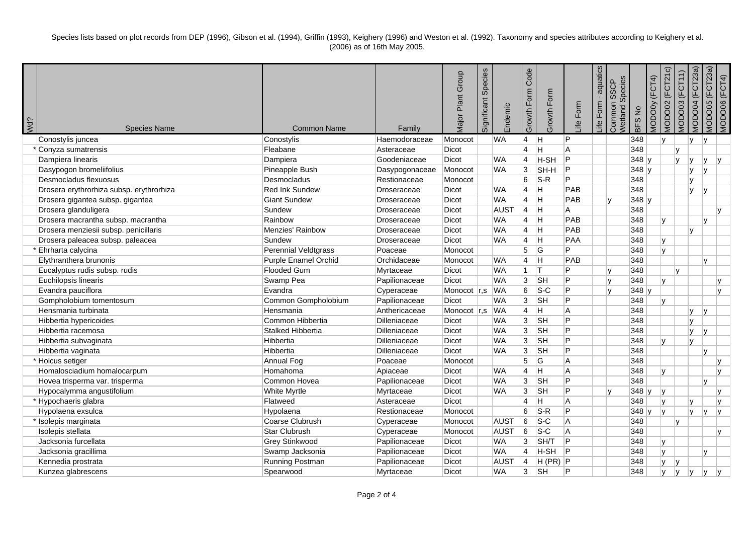Species lists based on plot records from DEP (1996), Gibson et al. (1994), Griffin (1993), Keighery (1996) and Weston et al. (1992). Taxonomy and species attributes according to Keighery et al. (2006) as of 16th May 2005.

| Wd? | Species Name | Common Name | Family | Major Plant Group | Significant Species | Endemic | Growth Form Code | Growth Form | Life Form | Life Form - aquatics | Common SSCP Wetland Species | BFS No | MODO0y (FCT4) | MODO02 (FCT21c) | MODO03 (FCT11) | MODO04 (FCT23a) | MODO05 (FCT23a) | MODO06 (FCT4) |
|---|---|---|---|---|---|---|---|---|---|---|---|---|---|---|---|---|---|---|
| | Conostylis juncea | Conostylis | Haemodoraceae | Monocot | | WA | 4 | H | P | | | 348 | | y | | y | y | |
| * | Conyza sumatrensis | Fleabane | Asteraceae | Dicot | | | 4 | H | A | | | 348 | | | y | | | |
| | Dampiera linearis | Dampiera | Goodeniaceae | Dicot | | WA | 4 | H-SH | P | | | 348 | y | | y | y | y | y |
| | Dasypogon bromeliifolius | Pineapple Bush | Dasypogonaceae | Monocot | | WA | 3 | SH-H | P | | | 348 | y | | | y | y | |
| | Desmocladus flexuosus | Desmocladus | Restionaceae | Monocot | | | 6 | S-R | P | | | 348 | | | | y | | |
| | Drosera erythrorhiza subsp. erythrorhiza | Red Ink Sundew | Droseraceae | Dicot | | WA | 4 | H | PAB | | | 348 | | | | y | y | |
| | Drosera gigantea subsp. gigantea | Giant Sundew | Droseraceae | Dicot | | WA | 4 | H | PAB | | y | 348 | y | | | | | |
| | Drosera glanduligera | Sundew | Droseraceae | Dicot | | AUST | 4 | H | A | | | 348 | | | | | | y |
| | Drosera macrantha subsp. macrantha | Rainbow | Droseraceae | Dicot | | WA | 4 | H | PAB | | | 348 | | y | | | y | |
| | Drosera menziesii subsp. penicillaris | Menzies' Rainbow | Droseraceae | Dicot | | WA | 4 | H | PAB | | | 348 | | | | y | | |
| | Drosera paleacea subsp. paleacea | Sundew | Droseraceae | Dicot | | WA | 4 | H | PAA | | | 348 | | y | | | | |
| * | Ehrharta calycina | Perennial Veldtgrass | Poaceae | Monocot | | | 5 | G | P | | | 348 | | y | | | | |
| | Elythranthera brunonis | Purple Enamel Orchid | Orchidaceae | Monocot | | WA | 4 | H | PAB | | | 348 | | | | | y | |
| | Eucalyptus rudis subsp. rudis | Flooded Gum | Myrtaceae | Dicot | | WA | 1 | T | P | | y | 348 | | | y | | | |
| | Euchilopsis linearis | Swamp Pea | Papilionaceae | Dicot | | WA | 3 | SH | P | | y | 348 | | y | | | | y |
| | Evandra pauciflora | Evandra | Cyperaceae | Monocot | r,s | WA | 6 | S-C | P | | y | 348 | y | | | | | y |
| | Gompholobium tomentosum | Common Gompholobium | Papilionaceae | Dicot | | WA | 3 | SH | P | | | 348 | | y | | | | |
| | Hensmania turbinata | Hensmania | Anthericaceae | Monocot | r,s | WA | 4 | H | A | | | 348 | | | | y | y | |
| | Hibbertia hypericoides | Common Hibbertia | Dilleniaceae | Dicot | | WA | 3 | SH | P | | | 348 | | | | y | | |
| | Hibbertia racemosa | Stalked Hibbertia | Dilleniaceae | Dicot | | WA | 3 | SH | P | | | 348 | | | | y | y | |
| | Hibbertia subvaginata | Hibbertia | Dilleniaceae | Dicot | | WA | 3 | SH | P | | | 348 | | y | | y | | |
| | Hibbertia vaginata | Hibbertia | Dilleniaceae | Dicot | | WA | 3 | SH | P | | | 348 | | | | | y | |
| * | Holcus setiger | Annual Fog | Poaceae | Monocot | | | 5 | G | A | | | 348 | | | | | | y |
| | Homalosciadium homalocarpum | Homahoma | Apiaceae | Dicot | | WA | 4 | H | A | | | 348 | | y | | | | y |
| | Hovea trisperma var. trisperma | Common Hovea | Papilionaceae | Dicot | | WA | 3 | SH | P | | | 348 | | | | | y | |
| | Hypocalymma angustifolium | White Myrtle | Myrtaceae | Dicot | | WA | 3 | SH | P | | y | 348 | y | y | | | | y |
| * | Hypochaeris glabra | Flatweed | Asteraceae | Dicot | | | 4 | H | A | | | 348 | | y | | y | | y |
| | Hypolaena exsulca | Hypolaena | Restionaceae | Monocot | | | 6 | S-R | P | | | 348 | y | y | | y | y | y |
| * | Isolepis marginata | Coarse Clubrush | Cyperaceae | Monocot | | AUST | 6 | S-C | A | | | 348 | | | y | | | |
| | Isolepis stellata | Star Clubrush | Cyperaceae | Monocot | | AUST | 6 | S-C | A | | | 348 | | | | | | y |
| | Jacksonia furcellata | Grey Stinkwood | Papilionaceae | Dicot | | WA | 3 | SH/T | P | | | 348 | | y | | | | |
| | Jacksonia gracillima | Swamp Jacksonia | Papilionaceae | Dicot | | WA | 4 | H-SH | P | | | 348 | | y | | | y | |
| | Kennedia prostrata | Running Postman | Papilionaceae | Dicot | | AUST | 4 | H (PR) | P | | | 348 | | y | y | | | |
| | Kunzea glabrescens | Spearwood | Myrtaceae | Dicot | | WA | 3 | SH | P | | | 348 | | y | y | y | y | y |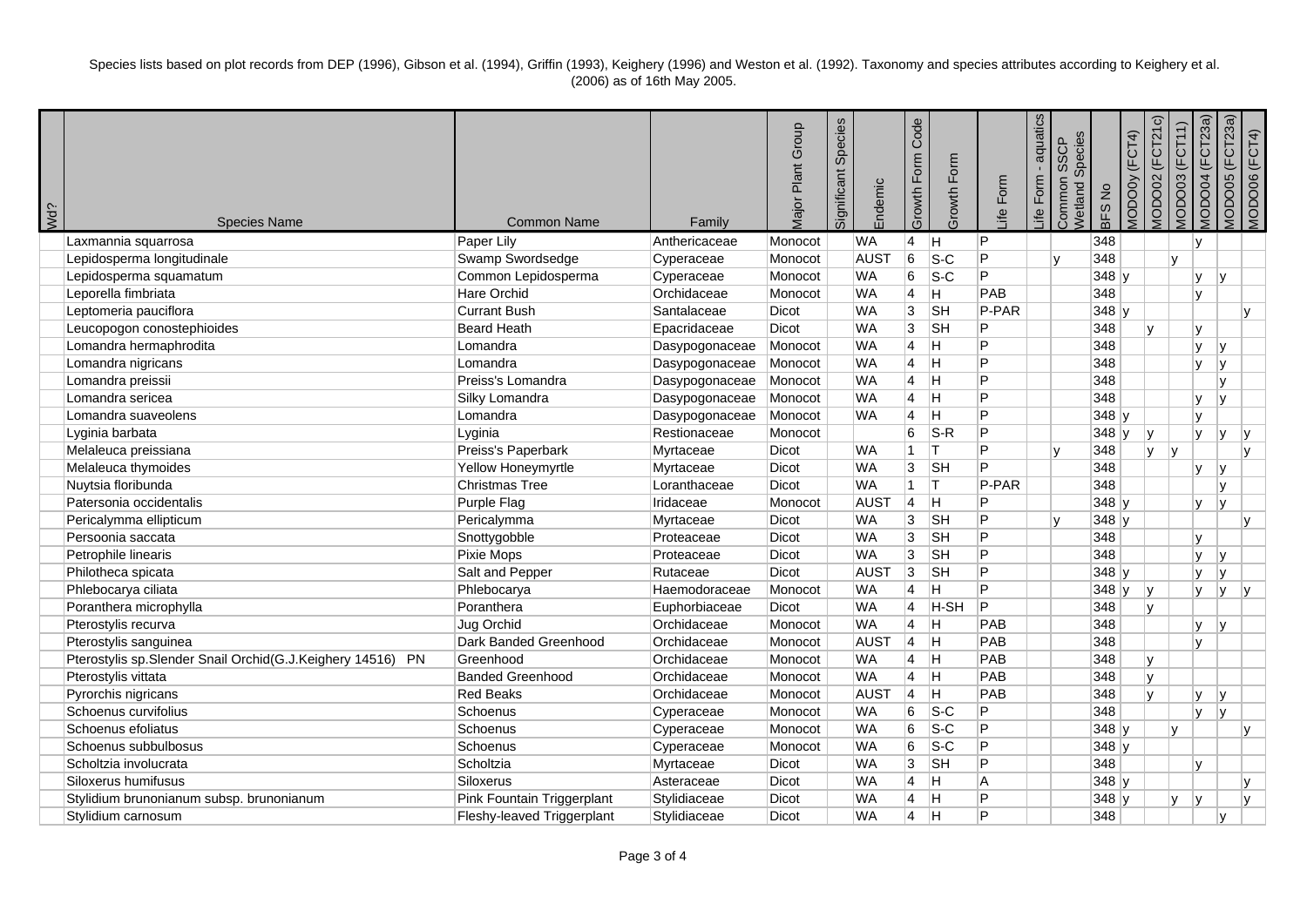Species lists based on plot records from DEP (1996), Gibson et al. (1994), Griffin (1993), Keighery (1996) and Weston et al. (1992). Taxonomy and species attributes according to Keighery et al. (2006) as of 16th May 2005.

| Wd? | Species Name | Common Name | Family | Major Plant Group | Significant Species | Endemic | Growth Form Code | Growth Form | Life Form | Life Form - aquatics | Common SSCP Wetland Species | BFS No | MODO0y (FCT4) | MODO02 (FCT21c) | MODO03 (FCT11) | MODO04 (FCT23a) | MODO05 (FCT23a) | MODO06 (FCT4) |
|---|---|---|---|---|---|---|---|---|---|---|---|---|---|---|---|---|---|---|
| | Laxmannia squarrosa | Paper Lily | Anthericaceae | Monocot | | WA | 4 | H | P | | | 348 | | | | y | | |
| | Lepidosperma longitudinale | Swamp Swordsedge | Cyperaceae | Monocot | | AUST | 6 | S-C | P | | y | 348 | | | y | | | |
| | Lepidosperma squamatum | Common Lepidosperma | Cyperaceae | Monocot | | WA | 6 | S-C | P | | | 348 | y | | | y | y | |
| | Leporella fimbriata | Hare Orchid | Orchidaceae | Monocot | | WA | 4 | H | PAB | | | 348 | | | | y | | |
| | Leptomeria pauciflora | Currant Bush | Santalaceae | Dicot | | WA | 3 | SH | P-PAR | | | 348 | y | | | | | y |
| | Leucopogon conostephioides | Beard Heath | Epacridaceae | Dicot | | WA | 3 | SH | P | | | 348 | | y | | y | | |
| | Lomandra hermaphrodita | Lomandra | Dasypogonaceae | Monocot | | WA | 4 | H | P | | | 348 | | | | y | y | |
| | Lomandra nigricans | Lomandra | Dasypogonaceae | Monocot | | WA | 4 | H | P | | | 348 | | | | y | y | |
| | Lomandra preissii | Preiss's Lomandra | Dasypogonaceae | Monocot | | WA | 4 | H | P | | | 348 | | | | | y | |
| | Lomandra sericea | Silky Lomandra | Dasypogonaceae | Monocot | | WA | 4 | H | P | | | 348 | | | | y | y | |
| | Lomandra suaveolens | Lomandra | Dasypogonaceae | Monocot | | WA | 4 | H | P | | | 348 | y | | | y | | |
| | Lyginia barbata | Lyginia | Restionaceae | Monocot | | | 6 | S-R | P | | | 348 | y | y | | y | y | y |
| | Melaleuca preissiana | Preiss's Paperbark | Myrtaceae | Dicot | | WA | 1 | T | P | | y | 348 | | y | y | | | y |
| | Melaleuca thymoides | Yellow Honeymyrtle | Myrtaceae | Dicot | | WA | 3 | SH | P | | | 348 | | | | y | y | |
| | Nuytsia floribunda | Christmas Tree | Loranthaceae | Dicot | | WA | 1 | T | P-PAR | | | 348 | | | | | y | |
| | Patersonia occidentalis | Purple Flag | Iridaceae | Monocot | | AUST | 4 | H | P | | | 348 | y | | | y | y | |
| | Pericalymma ellipticum | Pericalymma | Myrtaceae | Dicot | | WA | 3 | SH | P | | y | 348 | y | | | | | y |
| | Persoonia saccata | Snottygobble | Proteaceae | Dicot | | WA | 3 | SH | P | | | 348 | | | | y | | |
| | Petrophile linearis | Pixie Mops | Proteaceae | Dicot | | WA | 3 | SH | P | | | 348 | | | | y | y | |
| | Philotheca spicata | Salt and Pepper | Rutaceae | Dicot | | AUST | 3 | SH | P | | | 348 | y | | | y | y | |
| | Phlebocarya ciliata | Phlebocarya | Haemodoraceae | Monocot | | WA | 4 | H | P | | | 348 | y | y | | y | y | y |
| | Poranthera microphylla | Poranthera | Euphorbiaceae | Dicot | | WA | 4 | H-SH | P | | | 348 | | y | | | | |
| | Pterostylis recurva | Jug Orchid | Orchidaceae | Monocot | | WA | 4 | H | PAB | | | 348 | | | | y | y | |
| | Pterostylis sanguinea | Dark Banded Greenhood | Orchidaceae | Monocot | | AUST | 4 | H | PAB | | | 348 | | | | y | | |
| | Pterostylis sp.Slender Snail Orchid(G.J.Keighery 14516) PN | Greenhood | Orchidaceae | Monocot | | WA | 4 | H | PAB | | | 348 | | y | | | | |
| | Pterostylis vittata | Banded Greenhood | Orchidaceae | Monocot | | WA | 4 | H | PAB | | | 348 | | y | | | | |
| | Pyrorchis nigricans | Red Beaks | Orchidaceae | Monocot | | AUST | 4 | H | PAB | | | 348 | | y | | y | y | |
| | Schoenus curvifolius | Schoenus | Cyperaceae | Monocot | | WA | 6 | S-C | P | | | 348 | | | | y | y | |
| | Schoenus efoliatus | Schoenus | Cyperaceae | Monocot | | WA | 6 | S-C | P | | | 348 | y | | y | | | y |
| | Schoenus subbulbosus | Schoenus | Cyperaceae | Monocot | | WA | 6 | S-C | P | | | 348 | y | | | | | |
| | Scholtzia involucrata | Scholtzia | Myrtaceae | Dicot | | WA | 3 | SH | P | | | 348 | | | | y | | |
| | Siloxerus humifusus | Siloxerus | Asteraceae | Dicot | | WA | 4 | H | A | | | 348 | y | | | | | y |
| | Stylidium brunonianum subsp. brunonianum | Pink Fountain Triggerplant | Stylidiaceae | Dicot | | WA | 4 | H | P | | | 348 | y | | y | y | | y |
| | Stylidium carnosum | Fleshy-leaved Triggerplant | Stylidiaceae | Dicot | | WA | 4 | H | P | | | 348 | | | | | y | |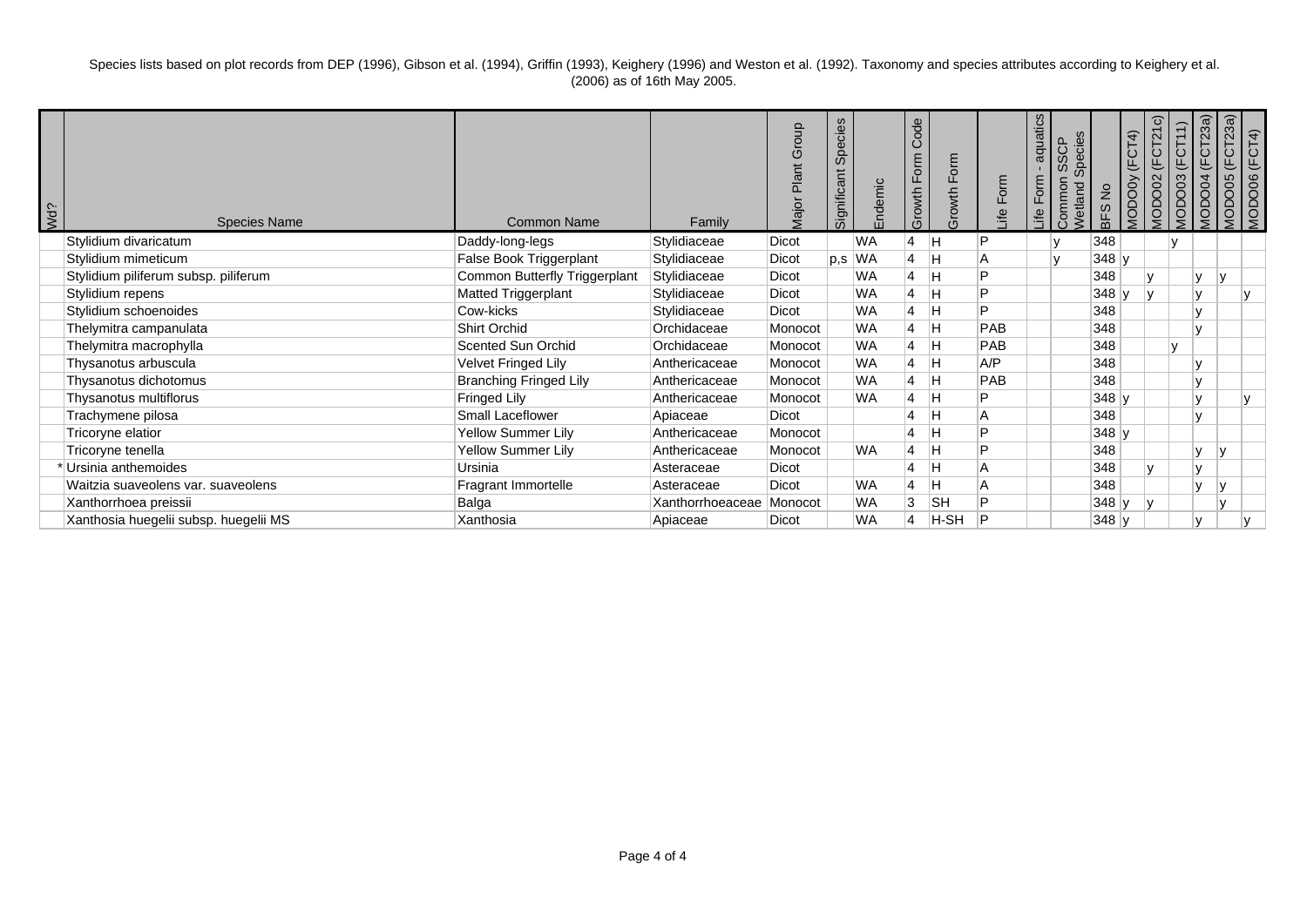Species lists based on plot records from DEP (1996), Gibson et al. (1994), Griffin (1993), Keighery (1996) and Weston et al. (1992). Taxonomy and species attributes according to Keighery et al. (2006) as of 16th May 2005.

| Wd? | Species Name | Common Name | Family | Major Plant Group | Significant Species | Endemic | Growth Form Code | Growth Form | Life Form | Life Form - aquatics | Common SSCP Wetland Species | BFS No | MODO0y (FCT4) | MODO02 (FCT21c) | MODO03 (FCT11) | MODO04 (FCT23a) | MODO05 (FCT23a) | MODO06 (FCT4) |
|---|---|---|---|---|---|---|---|---|---|---|---|---|---|---|---|---|---|---|
| | Stylidium divaricatum | Daddy-long-legs | Stylidiaceae | Dicot | | WA | 4 | H | P | | y | 348 | | | y | | | |
| | Stylidium mimeticum | False Book Triggerplant | Stylidiaceae | Dicot | p,s | WA | 4 | H | A | | y | 348 | y | | | | | |
| | Stylidium piliferum subsp. piliferum | Common Butterfly Triggerplant | Stylidiaceae | Dicot | | WA | 4 | H | P | | | 348 | | y | | y | y | |
| | Stylidium repens | Matted Triggerplant | Stylidiaceae | Dicot | | WA | 4 | H | P | | | 348 | y | y | | y | | y |
| | Stylidium schoenoides | Cow-kicks | Stylidiaceae | Dicot | | WA | 4 | H | P | | | 348 | | | | y | | |
| | Thelymitra campanulata | Shirt Orchid | Orchidaceae | Monocot | | WA | 4 | H | PAB | | | 348 | | | | y | | |
| | Thelymitra macrophylla | Scented Sun Orchid | Orchidaceae | Monocot | | WA | 4 | H | PAB | | | 348 | | | y | | | |
| | Thysanotus arbuscula | Velvet Fringed Lily | Anthericaceae | Monocot | | WA | 4 | H | A/P | | | 348 | | | | y | | |
| | Thysanotus dichotomus | Branching Fringed Lily | Anthericaceae | Monocot | | WA | 4 | H | PAB | | | 348 | | | | y | | |
| | Thysanotus multiflorus | Fringed Lily | Anthericaceae | Monocot | | WA | 4 | H | P | | | 348 | y | | | y | | y |
| | Trachymene pilosa | Small Laceflower | Apiaceae | Dicot | | | 4 | H | A | | | 348 | | | | y | | |
| | Tricoryne elatior | Yellow Summer Lily | Anthericaceae | Monocot | | | 4 | H | P | | | 348 | y | | | | | |
| | Tricoryne tenella | Yellow Summer Lily | Anthericaceae | Monocot | | WA | 4 | H | P | | | 348 | | | | y | y | |
| * | Ursinia anthemoides | Ursinia | Asteraceae | Dicot | | | 4 | H | A | | | 348 | | y | | y | | |
| | Waitzia suaveolens var. suaveolens | Fragrant Immortelle | Asteraceae | Dicot | | WA | 4 | H | A | | | 348 | | | | y | y | |
| | Xanthorrhoea preissii | Balga | Xanthorrhoeaceae | Monocot | | WA | 3 | SH | P | | | 348 | y | y | | | y | |
| | Xanthosia huegelii subsp. huegelii MS | Xanthosia | Apiaceae | Dicot | | WA | 4 | H-SH | P | | | 348 | y | | | y | | y |